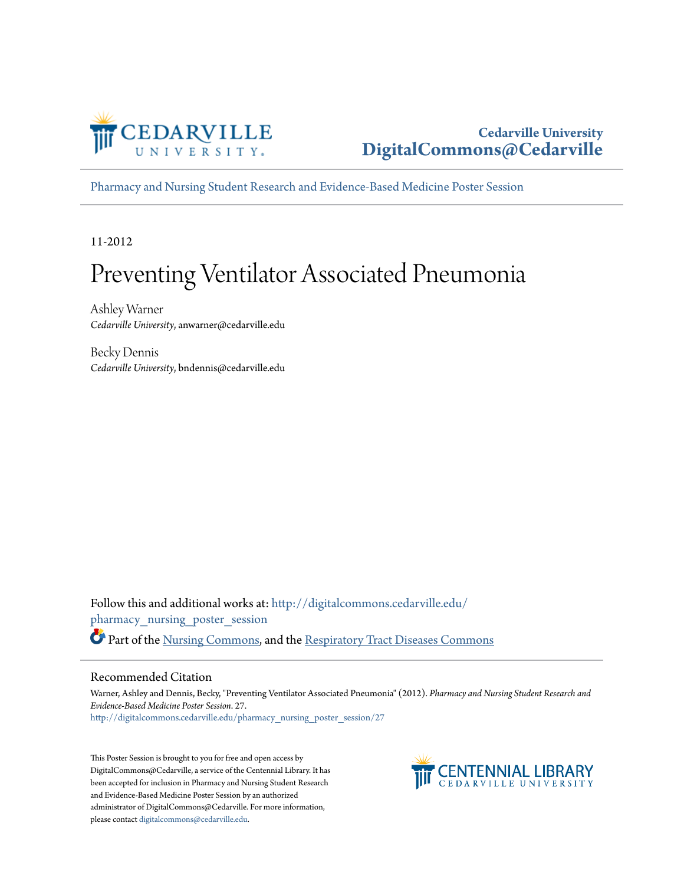Cedarville University
DigitalCommons@Cedarville

Pharmacy and Nursing Student Research and Evidence-Based Medicine Poster Session

11-2012

# Preventing Ventilator Associated Pneumonia

Ashley Warner
*Cedarville University*, anwarner@cedarville.edu

Becky Dennis
*Cedarville University*, bndennis@cedarville.edu

Follow this and additional works at: http://digitalcommons.cedarville.edu/pharmacy_nursing_poster_session

Part of the Nursing Commons, and the Respiratory Tract Diseases Commons

## Recommended Citation

Warner, Ashley and Dennis, Becky, "Preventing Ventilator Associated Pneumonia" (2012). *Pharmacy and Nursing Student Research and Evidence-Based Medicine Poster Session*. 27.
http://digitalcommons.cedarville.edu/pharmacy_nursing_poster_session/27

This Poster Session is brought to you for free and open access by DigitalCommons@Cedarville, a service of the Centennial Library. It has been accepted for inclusion in Pharmacy and Nursing Student Research and Evidence-Based Medicine Poster Session by an authorized administrator of DigitalCommons@Cedarville. For more information, please contact digitalcommons@cedarville.edu.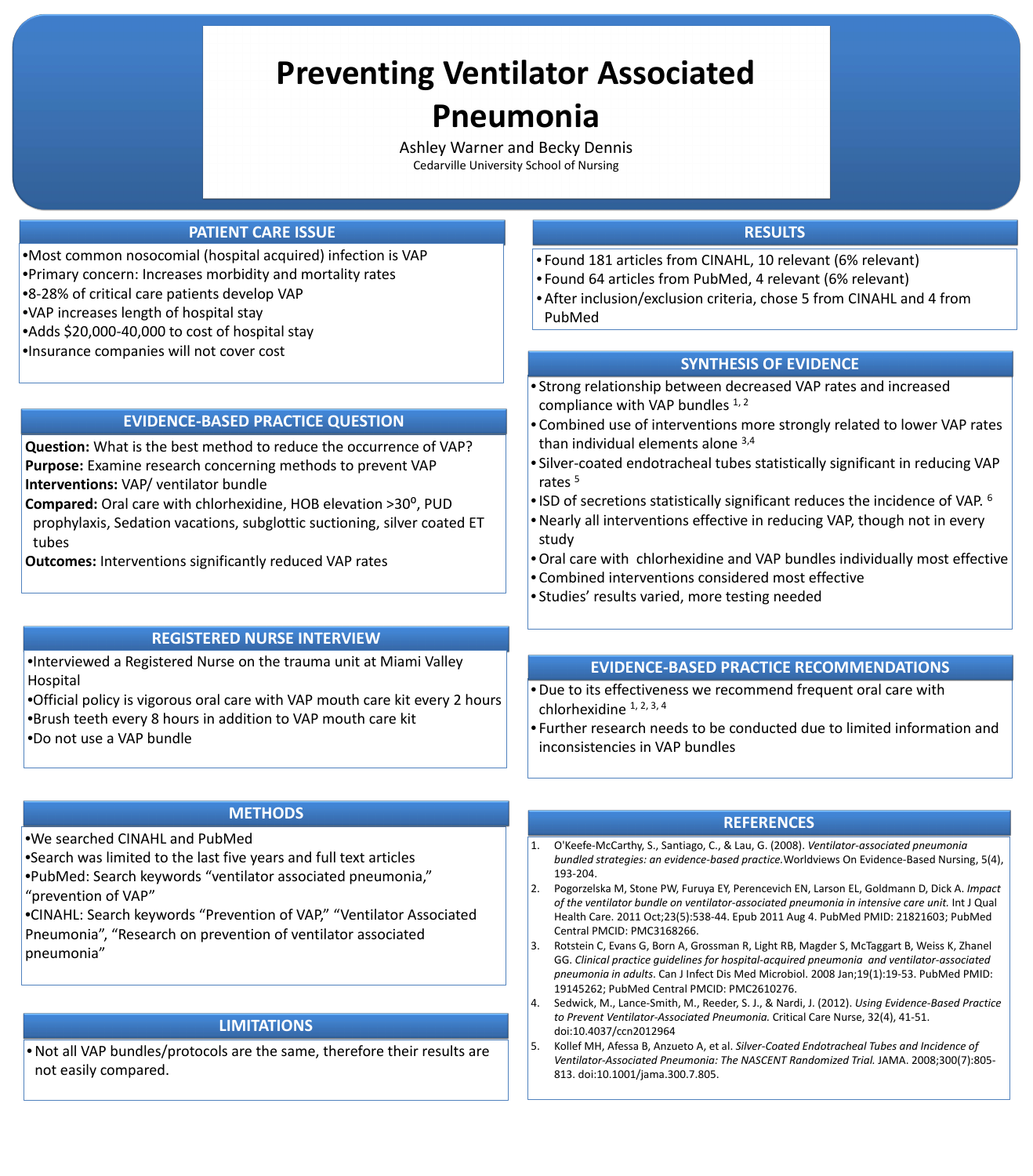# Preventing Ventilator Associated Pneumonia

Ashley Warner and Becky Dennis

Cedarville University School of Nursing

## PATIENT CARE ISSUE

- Most common nosocomial (hospital acquired) infection is VAP
- Primary concern: Increases morbidity and mortality rates
- 8-28% of critical care patients develop VAP
- VAP increases length of hospital stay
- Adds $20,000-40,000 to cost of hospital stay
- Insurance companies will not cover cost

## EVIDENCE-BASED PRACTICE QUESTION

**Question:** What is the best method to reduce the occurrence of VAP?

**Purpose:** Examine research concerning methods to prevent VAP

**Interventions:** VAP/ ventilator bundle

**Compared:** Oral care with chlorhexidine, HOB elevation >30⁰, PUD prophylaxis, Sedation vacations, subglottic suctioning, silver coated ET tubes

**Outcomes:** Interventions significantly reduced VAP rates

## REGISTERED NURSE INTERVIEW

- Interviewed a Registered Nurse on the trauma unit at Miami Valley Hospital
- Official policy is vigorous oral care with VAP mouth care kit every 2 hours
- Brush teeth every 8 hours in addition to VAP mouth care kit
- Do not use a VAP bundle

## METHODS

- We searched CINAHL and PubMed
- Search was limited to the last five years and full text articles
- PubMed: Search keywords "ventilator associated pneumonia," "prevention of VAP"
- CINAHL: Search keywords "Prevention of VAP," "Ventilator Associated Pneumonia", "Research on prevention of ventilator associated pneumonia"

## LIMITATIONS

- Not all VAP bundles/protocols are the same, therefore their results are not easily compared.

## RESULTS

- Found 181 articles from CINAHL, 10 relevant (6% relevant)
- Found 64 articles from PubMed, 4 relevant (6% relevant)
- After inclusion/exclusion criteria, chose 5 from CINAHL and 4 from PubMed

## SYNTHESIS OF EVIDENCE

- Strong relationship between decreased VAP rates and increased compliance with VAP bundles [1, 2]
- Combined use of interventions more strongly related to lower VAP rates than individual elements alone [3,4]
- Silver-coated endotracheal tubes statistically significant in reducing VAP rates [5]
- ISD of secretions statistically significant reduces the incidence of VAP. [6]
- Nearly all interventions effective in reducing VAP, though not in every study
- Oral care with chlorhexidine and VAP bundles individually most effective
- Combined interventions considered most effective
- Studies' results varied, more testing needed

## EVIDENCE-BASED PRACTICE RECOMMENDATIONS

- Due to its effectiveness we recommend frequent oral care with chlorhexidine [1, 2, 3, 4]
- Further research needs to be conducted due to limited information and inconsistencies in VAP bundles

## REFERENCES

1. O'Keefe-McCarthy, S., Santiago, C., & Lau, G. (2008). *Ventilator-associated pneumonia bundled strategies: an evidence-based practice.* Worldviews On Evidence-Based Nursing, 5(4), 193-204.
2. Pogorzelska M, Stone PW, Furuya EY, Perencevich EN, Larson EL, Goldmann D, Dick A. *Impact of the ventilator bundle on ventilator-associated pneumonia in intensive care unit.* Int J Qual Health Care. 2011 Oct;23(5):538-44. Epub 2011 Aug 4. PubMed PMID: 21821603; PubMed Central PMCID: PMC3168266.
3. Rotstein C, Evans G, Born A, Grossman R, Light RB, Magder S, McTaggart B, Weiss K, Zhanel GG. *Clinical practice guidelines for hospital-acquired pneumonia and ventilator-associated pneumonia in adults.* Can J Infect Dis Med Microbiol. 2008 Jan;19(1):19-53. PubMed PMID: 19145262; PubMed Central PMCID: PMC2610276.
4. Sedwick, M., Lance-Smith, M., Reeder, S. J., & Nardi, J. (2012). *Using Evidence-Based Practice to Prevent Ventilator-Associated Pneumonia.* Critical Care Nurse, 32(4), 41-51. doi:10.4037/ccn2012964
5. Kollef MH, Afessa B, Anzueto A, et al. *Silver-Coated Endotracheal Tubes and Incidence of Ventilator-Associated Pneumonia: The NASCENT Randomized Trial.* JAMA. 2008;300(7):805-813. doi:10.1001/jama.300.7.805.